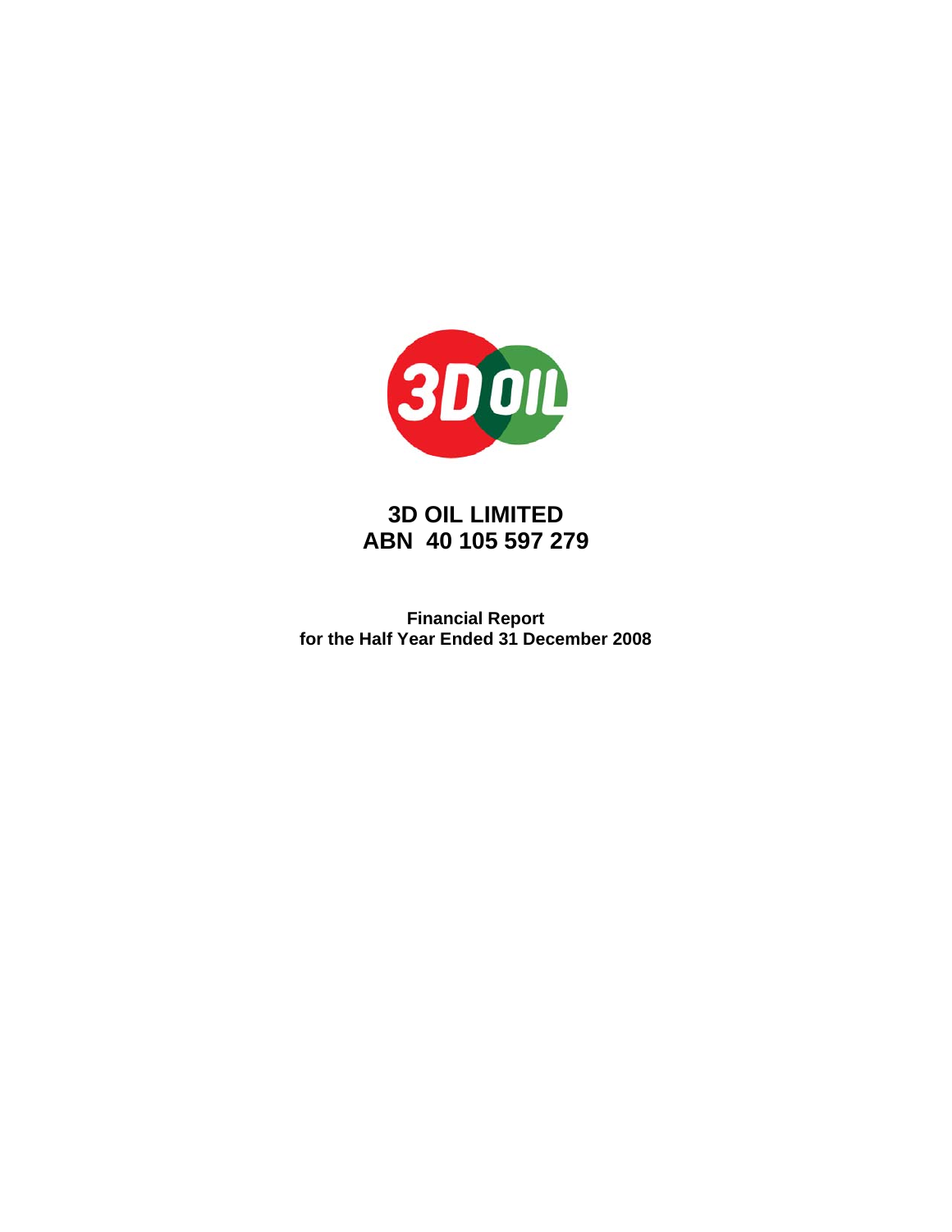# 3D OIL LIMITED
# ABN 40 105 597 279

**Financial Report**
**for the Half Year Ended 31 December 2008**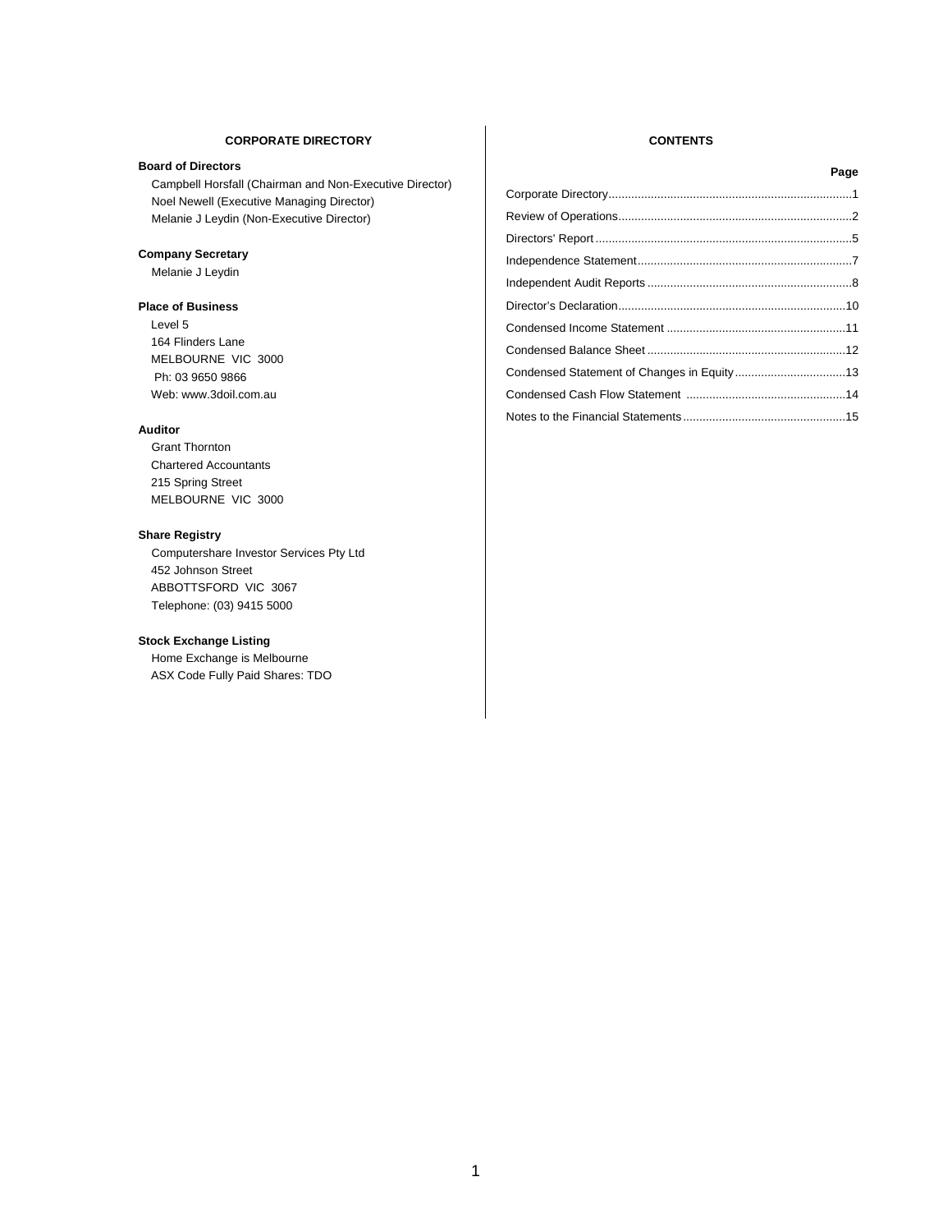## CORPORATE DIRECTORY

**Board of Directors**

Campbell Horsfall (Chairman and Non-Executive Director)
Noel Newell (Executive Managing Director)
Melanie J Leydin (Non-Executive Director)

**Company Secretary**

Melanie J Leydin

**Place of Business**

Level 5
164 Flinders Lane
MELBOURNE VIC 3000
Ph: 03 9650 9866
Web: www.3doil.com.au

**Auditor**

Grant Thornton
Chartered Accountants
215 Spring Street
MELBOURNE VIC 3000

**Share Registry**

Computershare Investor Services Pty Ltd
452 Johnson Street
ABBOTTSFORD VIC 3067
Telephone: (03) 9415 5000

**Stock Exchange Listing**

Home Exchange is Melbourne
ASX Code Fully Paid Shares: TDO

## CONTENTS

| | Page |
|---|---|
| Corporate Directory | 1 |
| Review of Operations | 2 |
| Directors' Report | 5 |
| Independence Statement | 7 |
| Independent Audit Reports | 8 |
| Director's Declaration | 10 |
| Condensed Income Statement | 11 |
| Condensed Balance Sheet | 12 |
| Condensed Statement of Changes in Equity | 13 |
| Condensed Cash Flow Statement | 14 |
| Notes to the Financial Statements | 15 |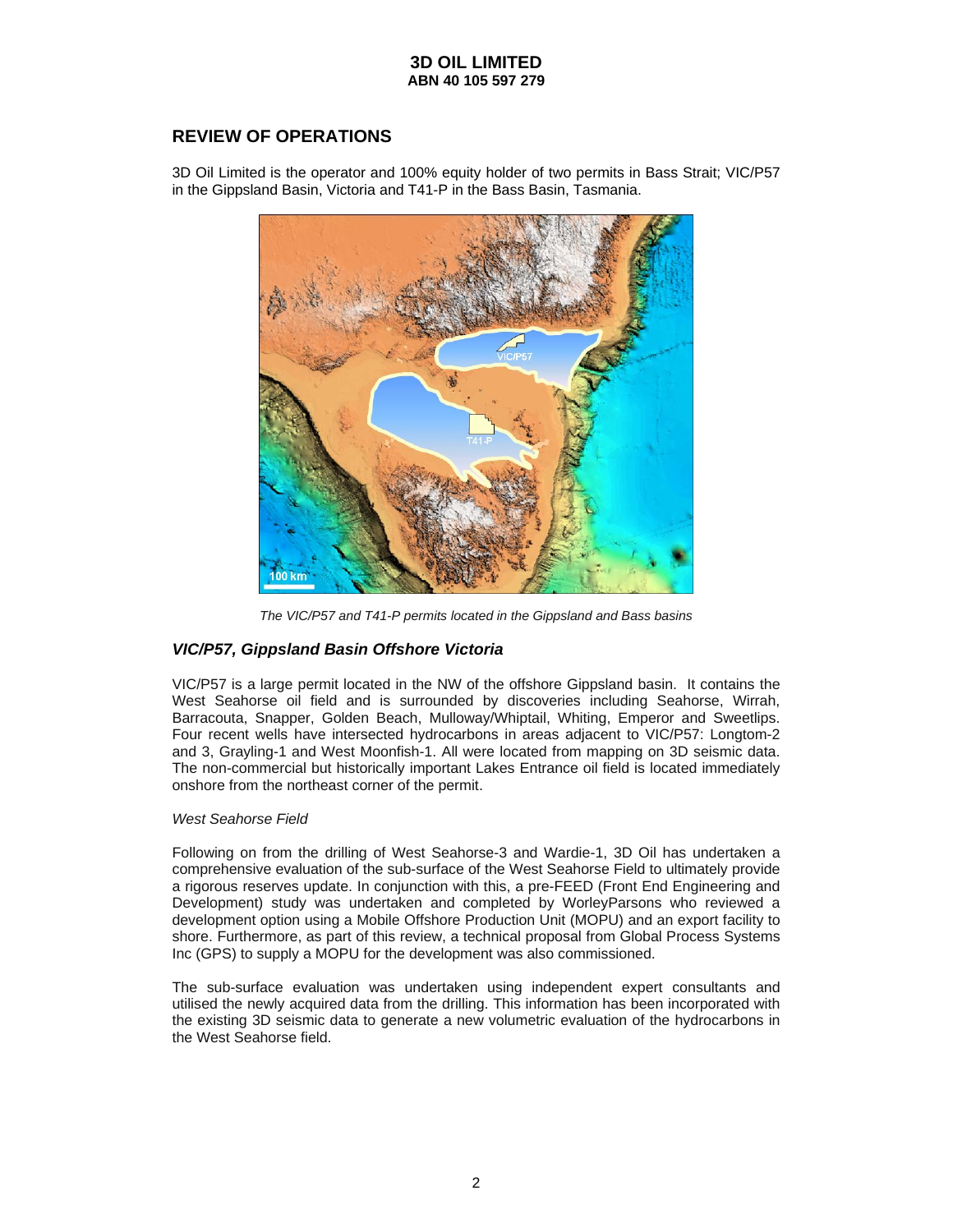## REVIEW OF OPERATIONS

3D Oil Limited is the operator and 100% equity holder of two permits in Bass Strait; VIC/P57 in the Gippsland Basin, Victoria and T41-P in the Bass Basin, Tasmania.

*The VIC/P57 and T41-P permits located in the Gippsland and Bass basins*

### *VIC/P57, Gippsland Basin Offshore Victoria*

VIC/P57 is a large permit located in the NW of the offshore Gippsland basin. It contains the West Seahorse oil field and is surrounded by discoveries including Seahorse, Wirrah, Barracouta, Snapper, Golden Beach, Mulloway/Whiptail, Whiting, Emperor and Sweetlips. Four recent wells have intersected hydrocarbons in areas adjacent to VIC/P57: Longtom-2 and 3, Grayling-1 and West Moonfish-1. All were located from mapping on 3D seismic data. The non-commercial but historically important Lakes Entrance oil field is located immediately onshore from the northeast corner of the permit.

*West Seahorse Field*

Following on from the drilling of West Seahorse-3 and Wardie-1, 3D Oil has undertaken a comprehensive evaluation of the sub-surface of the West Seahorse Field to ultimately provide a rigorous reserves update. In conjunction with this, a pre-FEED (Front End Engineering and Development) study was undertaken and completed by WorleyParsons who reviewed a development option using a Mobile Offshore Production Unit (MOPU) and an export facility to shore. Furthermore, as part of this review, a technical proposal from Global Process Systems Inc (GPS) to supply a MOPU for the development was also commissioned.

The sub-surface evaluation was undertaken using independent expert consultants and utilised the newly acquired data from the drilling. This information has been incorporated with the existing 3D seismic data to generate a new volumetric evaluation of the hydrocarbons in the West Seahorse field.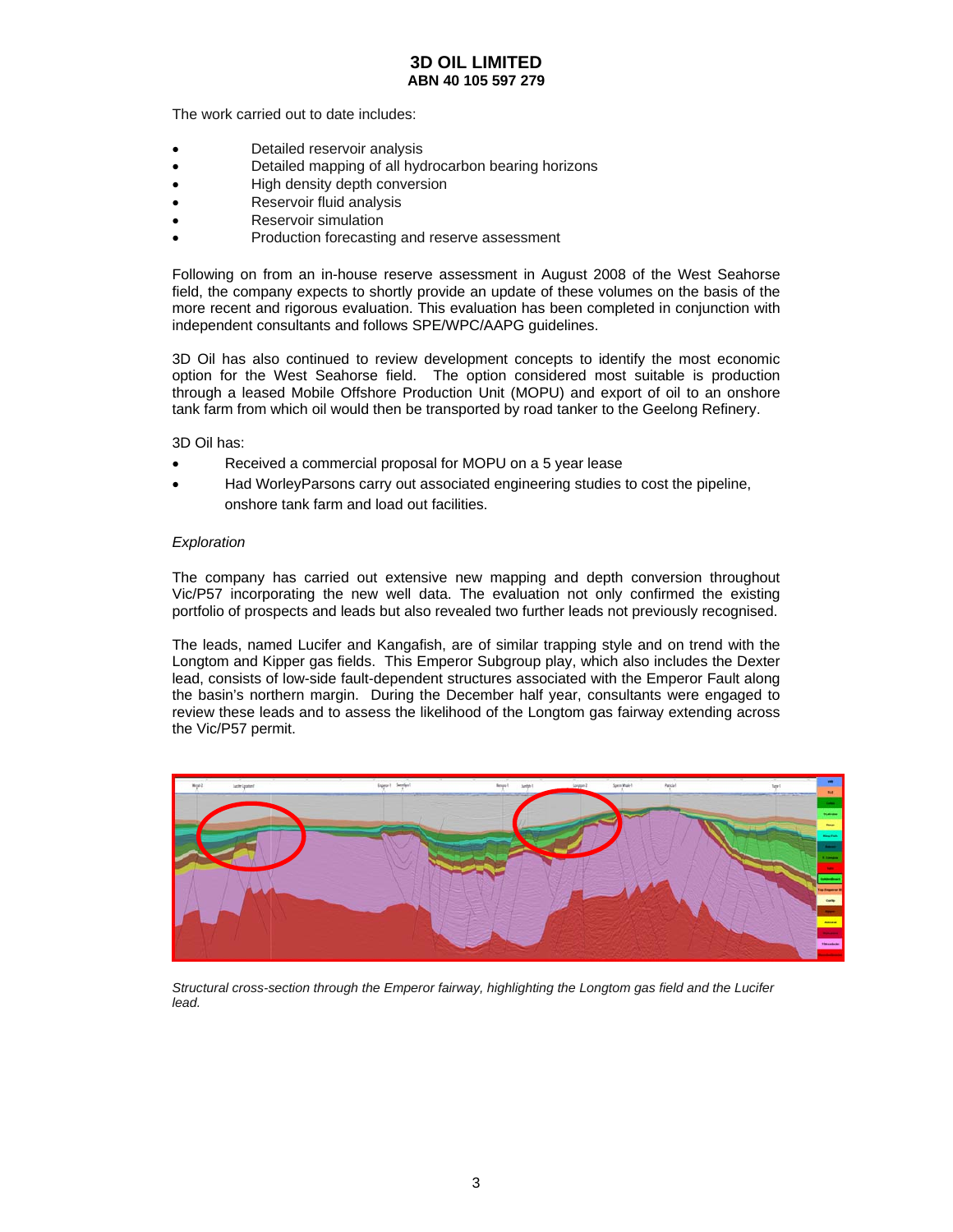The work carried out to date includes:

- Detailed reservoir analysis
- Detailed mapping of all hydrocarbon bearing horizons
- High density depth conversion
- Reservoir fluid analysis
- Reservoir simulation
- Production forecasting and reserve assessment

Following on from an in-house reserve assessment in August 2008 of the West Seahorse field, the company expects to shortly provide an update of these volumes on the basis of the more recent and rigorous evaluation. This evaluation has been completed in conjunction with independent consultants and follows SPE/WPC/AAPG guidelines.

3D Oil has also continued to review development concepts to identify the most economic option for the West Seahorse field. The option considered most suitable is production through a leased Mobile Offshore Production Unit (MOPU) and export of oil to an onshore tank farm from which oil would then be transported by road tanker to the Geelong Refinery.

3D Oil has:

- Received a commercial proposal for MOPU on a 5 year lease
- Had WorleyParsons carry out associated engineering studies to cost the pipeline, onshore tank farm and load out facilities.

*Exploration*

The company has carried out extensive new mapping and depth conversion throughout Vic/P57 incorporating the new well data. The evaluation not only confirmed the existing portfolio of prospects and leads but also revealed two further leads not previously recognised.

The leads, named Lucifer and Kangafish, are of similar trapping style and on trend with the Longtom and Kipper gas fields. This Emperor Subgroup play, which also includes the Dexter lead, consists of low-side fault-dependent structures associated with the Emperor Fault along the basin's northern margin. During the December half year, consultants were engaged to review these leads and to assess the likelihood of the Longtom gas fairway extending across the Vic/P57 permit.

*Structural cross-section through the Emperor fairway, highlighting the Longtom gas field and the Lucifer lead.*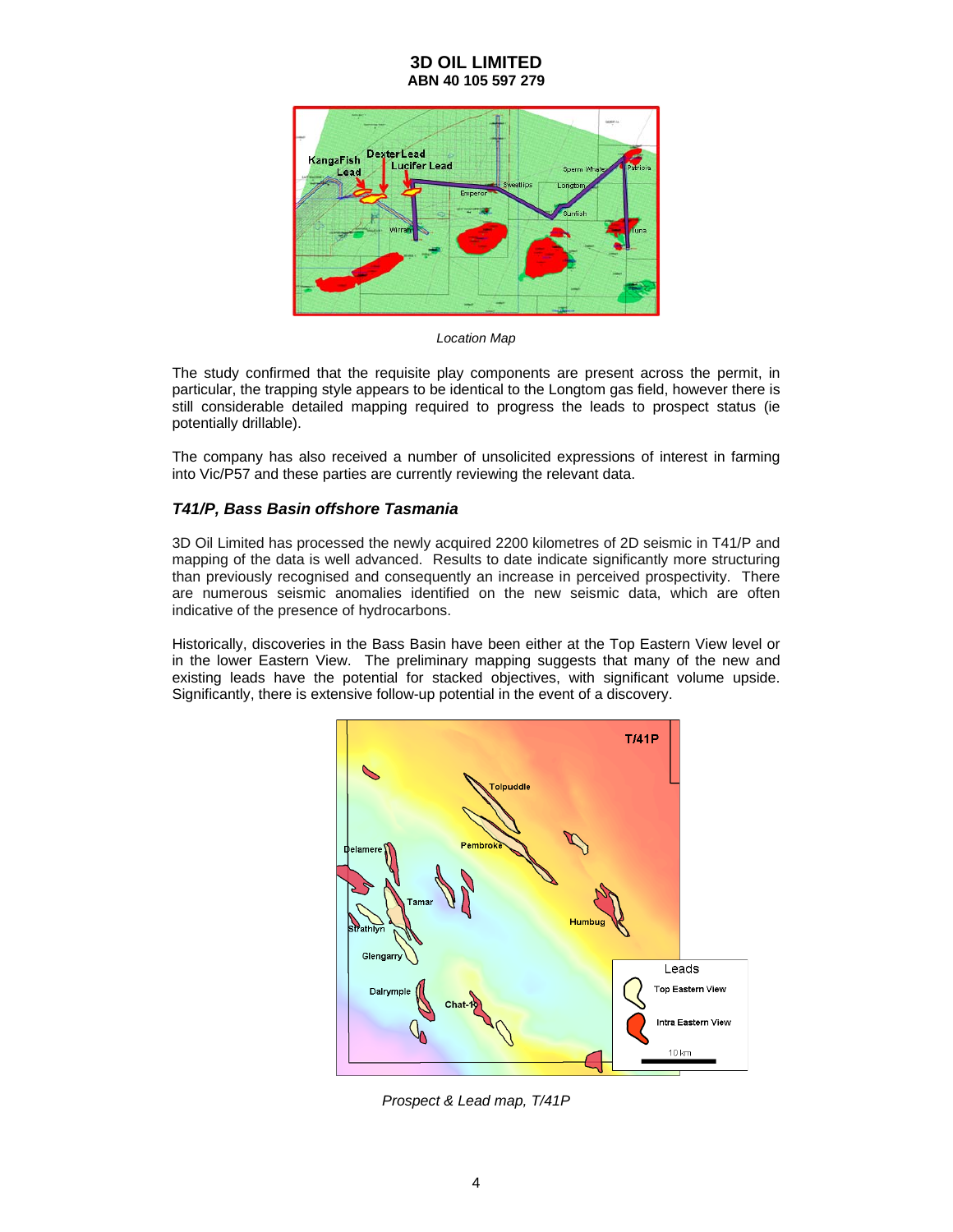Location Map

The study confirmed that the requisite play components are present across the permit, in particular, the trapping style appears to be identical to the Longtom gas field, however there is still considerable detailed mapping required to progress the leads to prospect status (ie potentially drillable).

The company has also received a number of unsolicited expressions of interest in farming into Vic/P57 and these parties are currently reviewing the relevant data.

### *T41/P, Bass Basin offshore Tasmania*

3D Oil Limited has processed the newly acquired 2200 kilometres of 2D seismic in T41/P and mapping of the data is well advanced. Results to date indicate significantly more structuring than previously recognised and consequently an increase in perceived prospectivity. There are numerous seismic anomalies identified on the new seismic data, which are often indicative of the presence of hydrocarbons.

Historically, discoveries in the Bass Basin have been either at the Top Eastern View level or in the lower Eastern View. The preliminary mapping suggests that many of the new and existing leads have the potential for stacked objectives, with significant volume upside. Significantly, there is extensive follow-up potential in the event of a discovery.

*Prospect & Lead map, T/41P*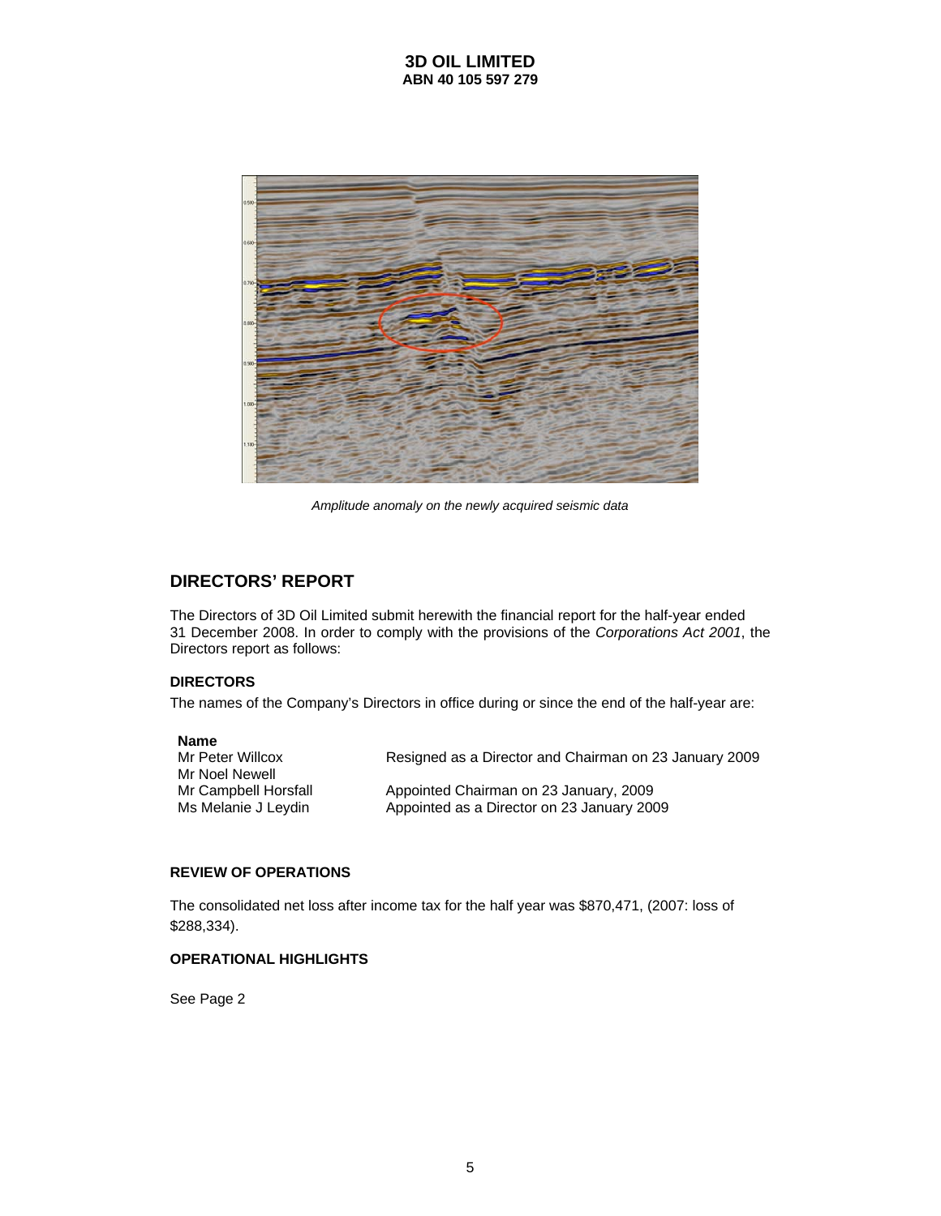*Amplitude anomaly on the newly acquired seismic data*

## DIRECTORS' REPORT

The Directors of 3D Oil Limited submit herewith the financial report for the half-year ended 31 December 2008. In order to comply with the provisions of the *Corporations Act 2001*, the Directors report as follows:

### DIRECTORS

The names of the Company's Directors in office during or since the end of the half-year are:

| Name | |
|---|---|
| Mr Peter Willcox | Resigned as a Director and Chairman on 23 January 2009 |
| Mr Noel Newell | |
| Mr Campbell Horsfall | Appointed Chairman on 23 January, 2009 |
| Ms Melanie J Leydin | Appointed as a Director on 23 January 2009 |

### REVIEW OF OPERATIONS

The consolidated net loss after income tax for the half year was $870,471, (2007: loss of $288,334).

### OPERATIONAL HIGHLIGHTS

See Page 2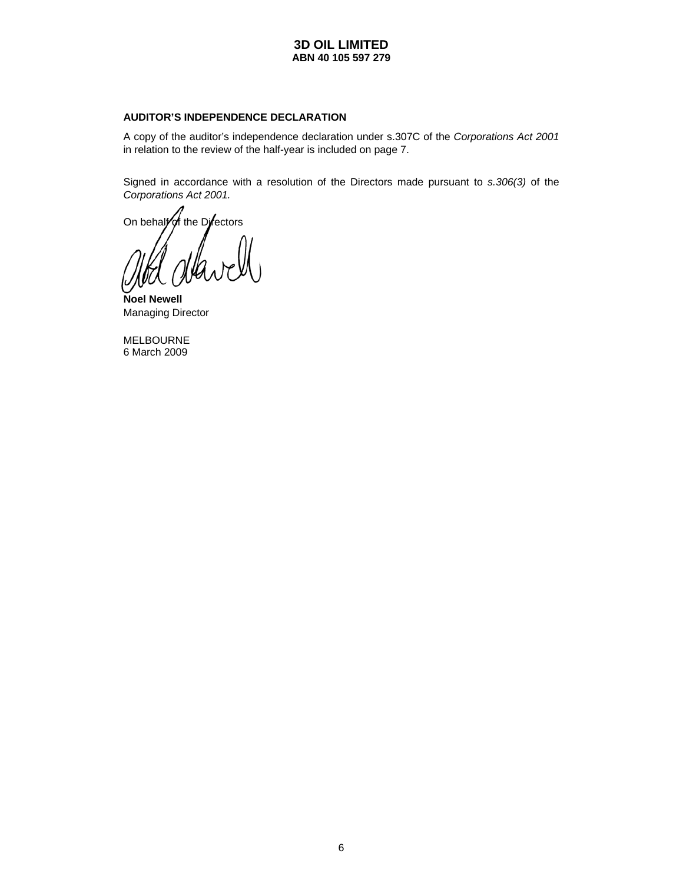**3D OIL LIMITED**
**ABN 40 105 597 279**

**AUDITOR'S INDEPENDENCE DECLARATION**

A copy of the auditor's independence declaration under s.307C of the *Corporations Act 2001* in relation to the review of the half-year is included on page 7.

Signed in accordance with a resolution of the Directors made pursuant to *s.306(3)* of the *Corporations Act 2001.*

On behalf of the Directors

**Noel Newell**
Managing Director

MELBOURNE
6 March 2009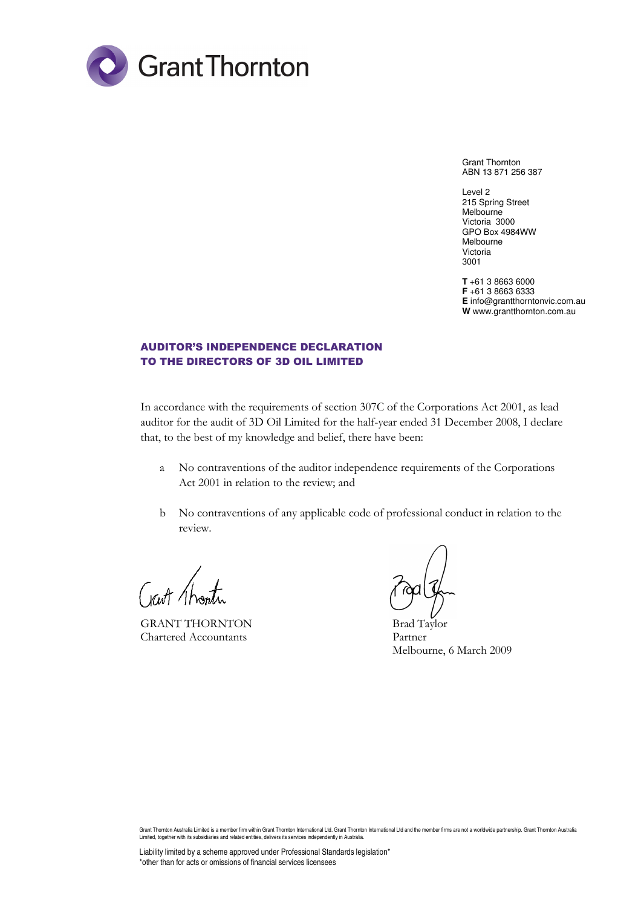Grant Thornton

Grant Thornton
ABN 13 871 256 387

Level 2
215 Spring Street
Melbourne
Victoria 3000
GPO Box 4984WW
Melbourne
Victoria
3001

**T** +61 3 8663 6000
**F** +61 3 8663 6333
**E** info@grantthorntonvic.com.au
**W** www.grantthornton.com.au

## AUDITOR'S INDEPENDENCE DECLARATION TO THE DIRECTORS OF 3D OIL LIMITED

In accordance with the requirements of section 307C of the Corporations Act 2001, as lead auditor for the audit of 3D Oil Limited for the half-year ended 31 December 2008, I declare that, to the best of my knowledge and belief, there have been:

a. No contraventions of the auditor independence requirements of the Corporations Act 2001 in relation to the review; and

b. No contraventions of any applicable code of professional conduct in relation to the review.

GRANT THORNTON
Chartered Accountants

Brad Taylor
Partner
Melbourne, 6 March 2009

Grant Thornton Australia Limited is a member firm within Grant Thornton International Ltd. Grant Thornton International Ltd and the member firms are not a worldwide partnership. Grant Thornton Australia Limited, together with its subsidiaries and related entities, delivers its services independently in Australia.

Liability limited by a scheme approved under Professional Standards legislation*
*other than for acts or omissions of financial services licensees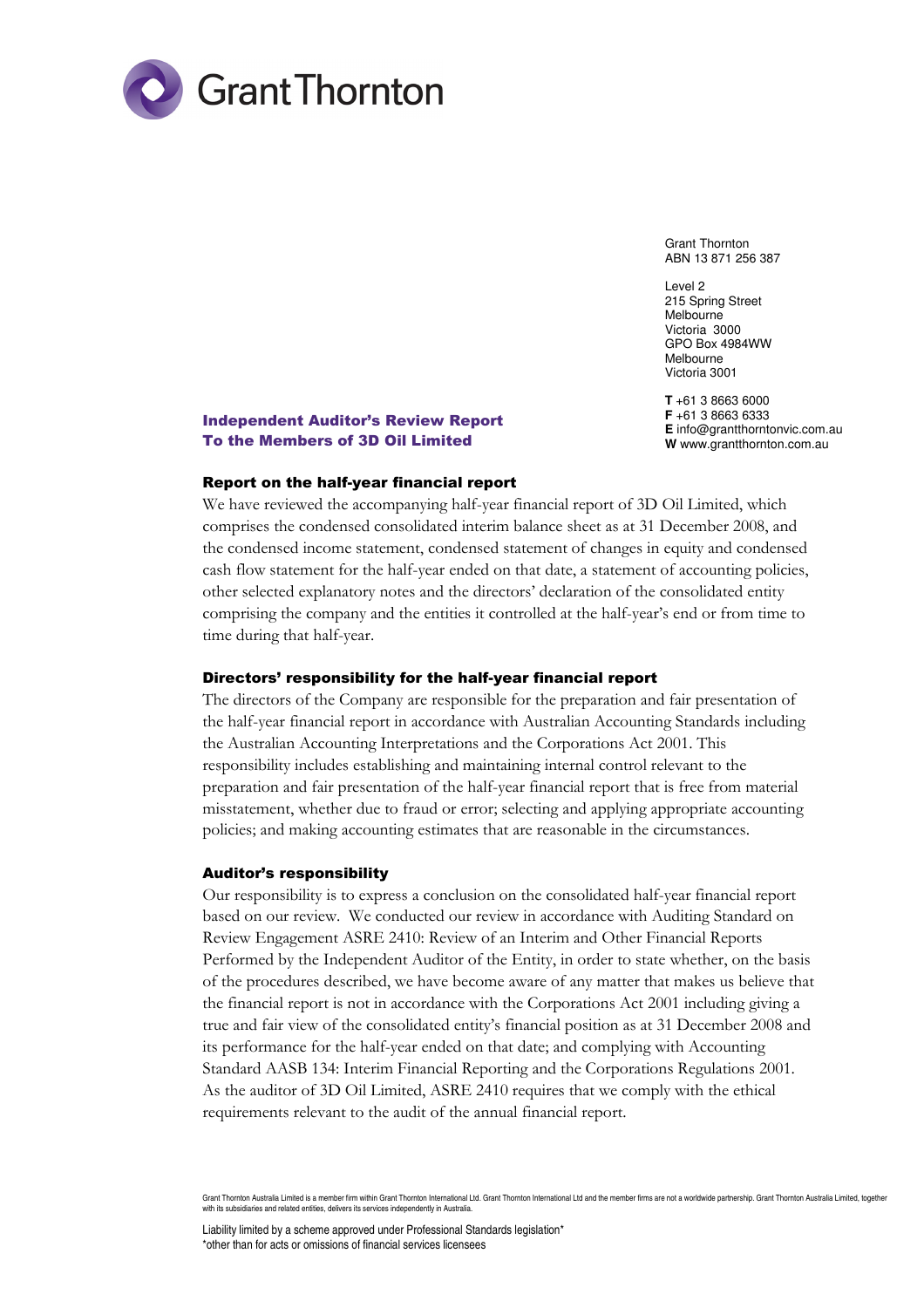Grant Thornton

Grant Thornton
ABN 13 871 256 387

Level 2
215 Spring Street
Melbourne
Victoria 3000
GPO Box 4984WW
Melbourne
Victoria 3001

**T** +61 3 8663 6000
**F** +61 3 8663 6333
**E** info@grantthorntonvic.com.au
**W** www.grantthornton.com.au

## Independent Auditor's Review Report
## To the Members of 3D Oil Limited

### Report on the half-year financial report

We have reviewed the accompanying half-year financial report of 3D Oil Limited, which comprises the condensed consolidated interim balance sheet as at 31 December 2008, and the condensed income statement, condensed statement of changes in equity and condensed cash flow statement for the half-year ended on that date, a statement of accounting policies, other selected explanatory notes and the directors' declaration of the consolidated entity comprising the company and the entities it controlled at the half-year's end or from time to time during that half-year.

### Directors' responsibility for the half-year financial report

The directors of the Company are responsible for the preparation and fair presentation of the half-year financial report in accordance with Australian Accounting Standards including the Australian Accounting Interpretations and the Corporations Act 2001. This responsibility includes establishing and maintaining internal control relevant to the preparation and fair presentation of the half-year financial report that is free from material misstatement, whether due to fraud or error; selecting and applying appropriate accounting policies; and making accounting estimates that are reasonable in the circumstances.

### Auditor's responsibility

Our responsibility is to express a conclusion on the consolidated half-year financial report based on our review. We conducted our review in accordance with Auditing Standard on Review Engagement ASRE 2410: Review of an Interim and Other Financial Reports Performed by the Independent Auditor of the Entity, in order to state whether, on the basis of the procedures described, we have become aware of any matter that makes us believe that the financial report is not in accordance with the Corporations Act 2001 including giving a true and fair view of the consolidated entity's financial position as at 31 December 2008 and its performance for the half-year ended on that date; and complying with Accounting Standard AASB 134: Interim Financial Reporting and the Corporations Regulations 2001. As the auditor of 3D Oil Limited, ASRE 2410 requires that we comply with the ethical requirements relevant to the audit of the annual financial report.

Grant Thornton Australia Limited is a member firm within Grant Thornton International Ltd. Grant Thornton International Ltd and the member firms are not a worldwide partnership. Grant Thornton Australia Limited, together with its subsidiaries and related entities, delivers its services independently in Australia.

Liability limited by a scheme approved under Professional Standards legislation*
*other than for acts or omissions of financial services licensees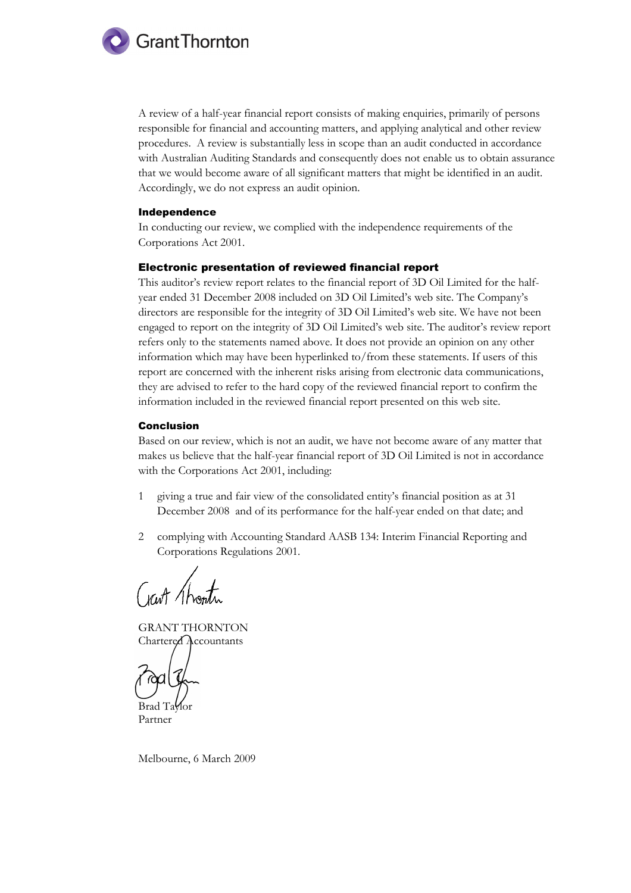A review of a half-year financial report consists of making enquiries, primarily of persons responsible for financial and accounting matters, and applying analytical and other review procedures. A review is substantially less in scope than an audit conducted in accordance with Australian Auditing Standards and consequently does not enable us to obtain assurance that we would become aware of all significant matters that might be identified in an audit. Accordingly, we do not express an audit opinion.

**Independence**

In conducting our review, we complied with the independence requirements of the Corporations Act 2001.

**Electronic presentation of reviewed financial report**

This auditor's review report relates to the financial report of 3D Oil Limited for the half-year ended 31 December 2008 included on 3D Oil Limited's web site. The Company's directors are responsible for the integrity of 3D Oil Limited's web site. We have not been engaged to report on the integrity of 3D Oil Limited's web site. The auditor's review report refers only to the statements named above. It does not provide an opinion on any other information which may have been hyperlinked to/from these statements. If users of this report are concerned with the inherent risks arising from electronic data communications, they are advised to refer to the hard copy of the reviewed financial report to confirm the information included in the reviewed financial report presented on this web site.

**Conclusion**

Based on our review, which is not an audit, we have not become aware of any matter that makes us believe that the half-year financial report of 3D Oil Limited is not in accordance with the Corporations Act 2001, including:

1. giving a true and fair view of the consolidated entity's financial position as at 31 December 2008 and of its performance for the half-year ended on that date; and
2. complying with Accounting Standard AASB 134: Interim Financial Reporting and Corporations Regulations 2001.

GRANT THORNTON
Chartered Accountants

Brad Taylor
Partner

Melbourne, 6 March 2009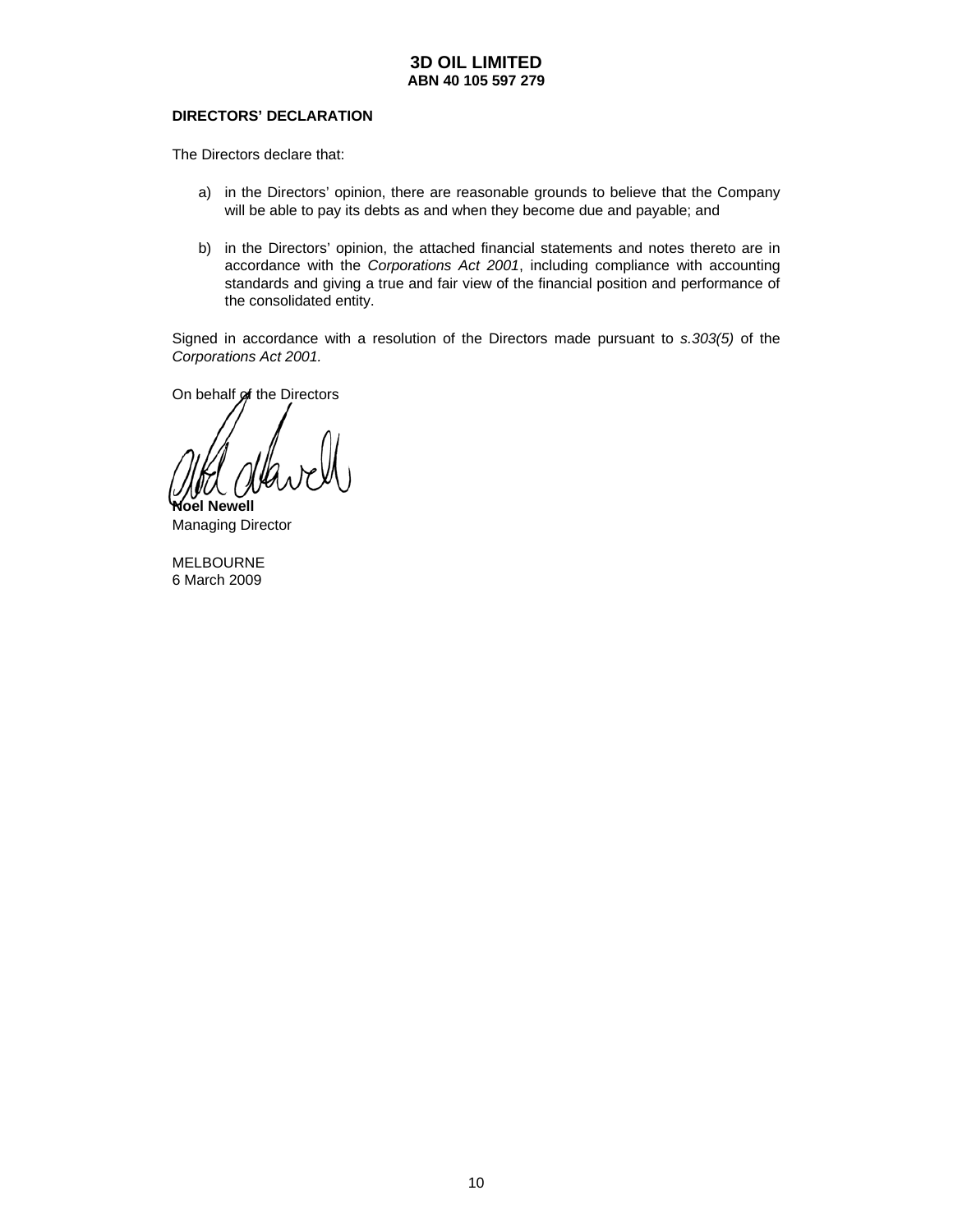**3D OIL LIMITED**
**ABN 40 105 597 279**

**DIRECTORS' DECLARATION**

The Directors declare that:

a) in the Directors' opinion, there are reasonable grounds to believe that the Company will be able to pay its debts as and when they become due and payable; and

b) in the Directors' opinion, the attached financial statements and notes thereto are in accordance with the *Corporations Act 2001*, including compliance with accounting standards and giving a true and fair view of the financial position and performance of the consolidated entity.

Signed in accordance with a resolution of the Directors made pursuant to *s.303(5)* of the *Corporations Act 2001.*

On behalf of the Directors

**Noel Newell**
Managing Director

MELBOURNE
6 March 2009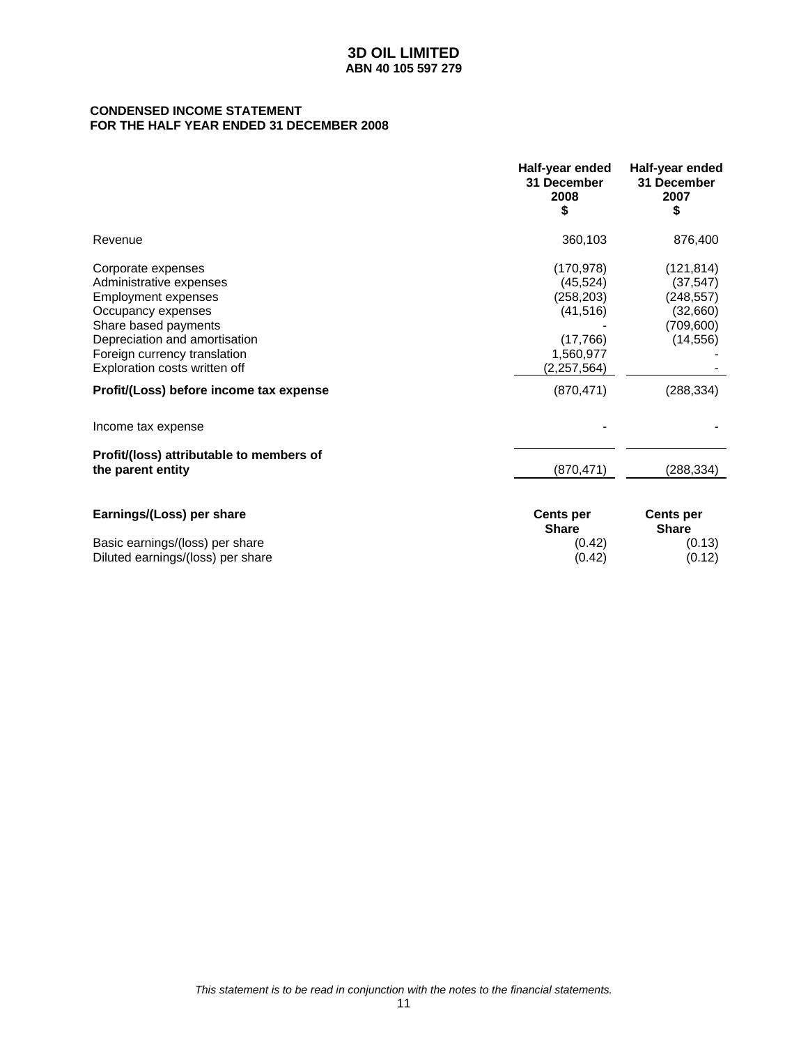# 3D OIL LIMITED
**ABN 40 105 597 279**

**CONDENSED INCOME STATEMENT**
**FOR THE HALF YEAR ENDED 31 DECEMBER 2008**

| | Half-year ended 31 December 2008 $ | Half-year ended 31 December 2007 $ |
|---|---|---|
| Revenue | 360,103 | 876,400 |
| Corporate expenses | (170,978) | (121,814) |
| Administrative expenses | (45,524) | (37,547) |
| Employment expenses | (258,203) | (248,557) |
| Occupancy expenses | (41,516) | (32,660) |
| Share based payments | - | (709,600) |
| Depreciation and amortisation | (17,766) | (14,556) |
| Foreign currency translation | 1,560,977 | - |
| Exploration costs written off | (2,257,564) | - |
| **Profit/(Loss) before income tax expense** | (870,471) | (288,334) |
| Income tax expense | - | - |
| **Profit/(loss) attributable to members of the parent entity** | (870,471) | (288,334) |
| **Earnings/(Loss) per share** | **Cents per Share** | **Cents per Share** |
| Basic earnings/(loss) per share | (0.42) | (0.13) |
| Diluted earnings/(loss) per share | (0.42) | (0.12) |

*This statement is to be read in conjunction with the notes to the financial statements.*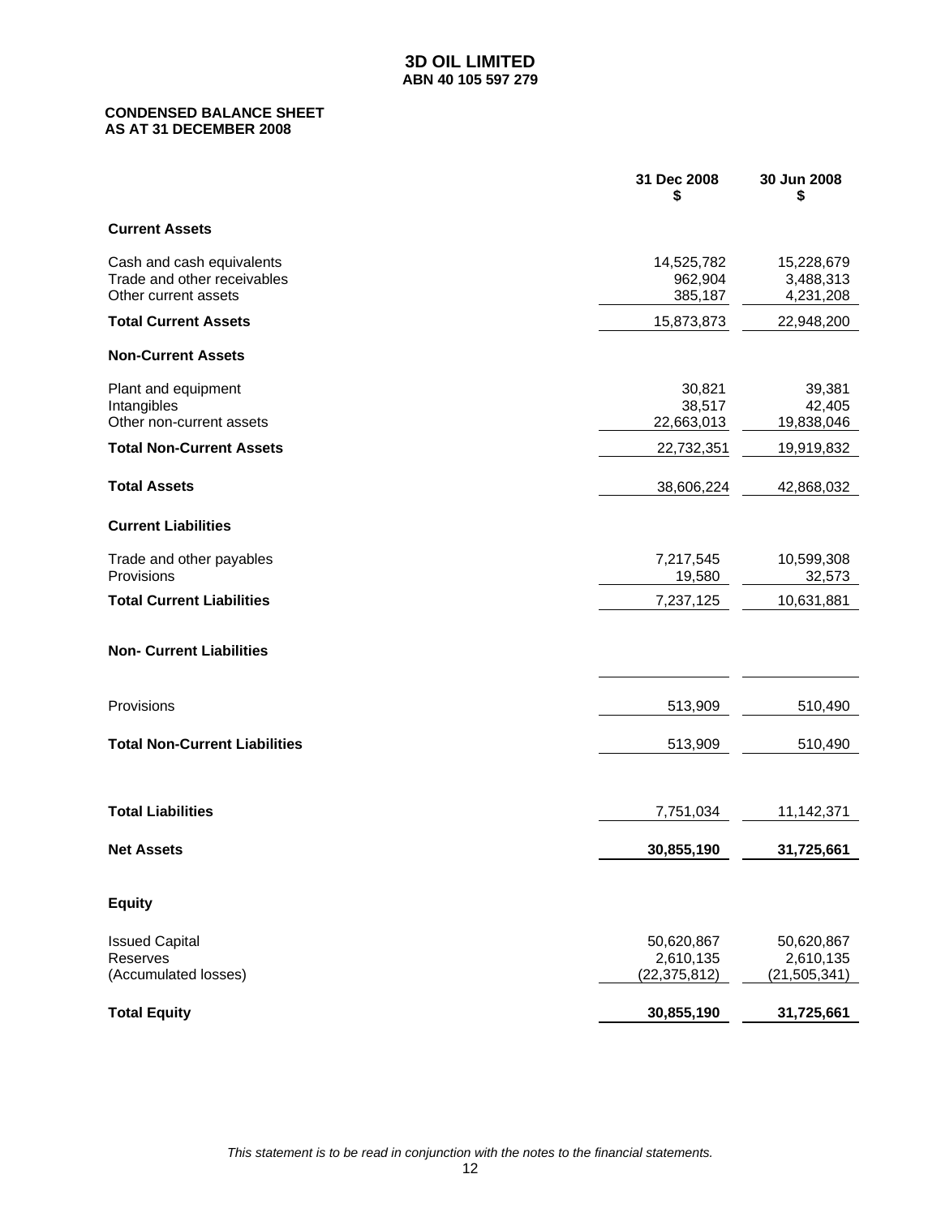# 3D OIL LIMITED

**ABN 40 105 597 279**

**CONDENSED BALANCE SHEET**
**AS AT 31 DECEMBER 2008**

| | 31 Dec 2008 $ | 30 Jun 2008 $ |
|---|---|---|
| **Current Assets** | | |
| Cash and cash equivalents | 14,525,782 | 15,228,679 |
| Trade and other receivables | 962,904 | 3,488,313 |
| Other current assets | 385,187 | 4,231,208 |
| **Total Current Assets** | 15,873,873 | 22,948,200 |
| **Non-Current Assets** | | |
| Plant and equipment | 30,821 | 39,381 |
| Intangibles | 38,517 | 42,405 |
| Other non-current assets | 22,663,013 | 19,838,046 |
| **Total Non-Current Assets** | 22,732,351 | 19,919,832 |
| **Total Assets** | 38,606,224 | 42,868,032 |
| **Current Liabilities** | | |
| Trade and other payables | 7,217,545 | 10,599,308 |
| Provisions | 19,580 | 32,573 |
| **Total Current Liabilities** | 7,237,125 | 10,631,881 |
| **Non- Current Liabilities** | | |
| Provisions | 513,909 | 510,490 |
| **Total Non-Current Liabilities** | 513,909 | 510,490 |
| **Total Liabilities** | 7,751,034 | 11,142,371 |
| **Net Assets** | **30,855,190** | **31,725,661** |
| **Equity** | | |
| Issued Capital | 50,620,867 | 50,620,867 |
| Reserves | 2,610,135 | 2,610,135 |
| (Accumulated losses) | (22,375,812) | (21,505,341) |
| **Total Equity** | **30,855,190** | **31,725,661** |

*This statement is to be read in conjunction with the notes to the financial statements.*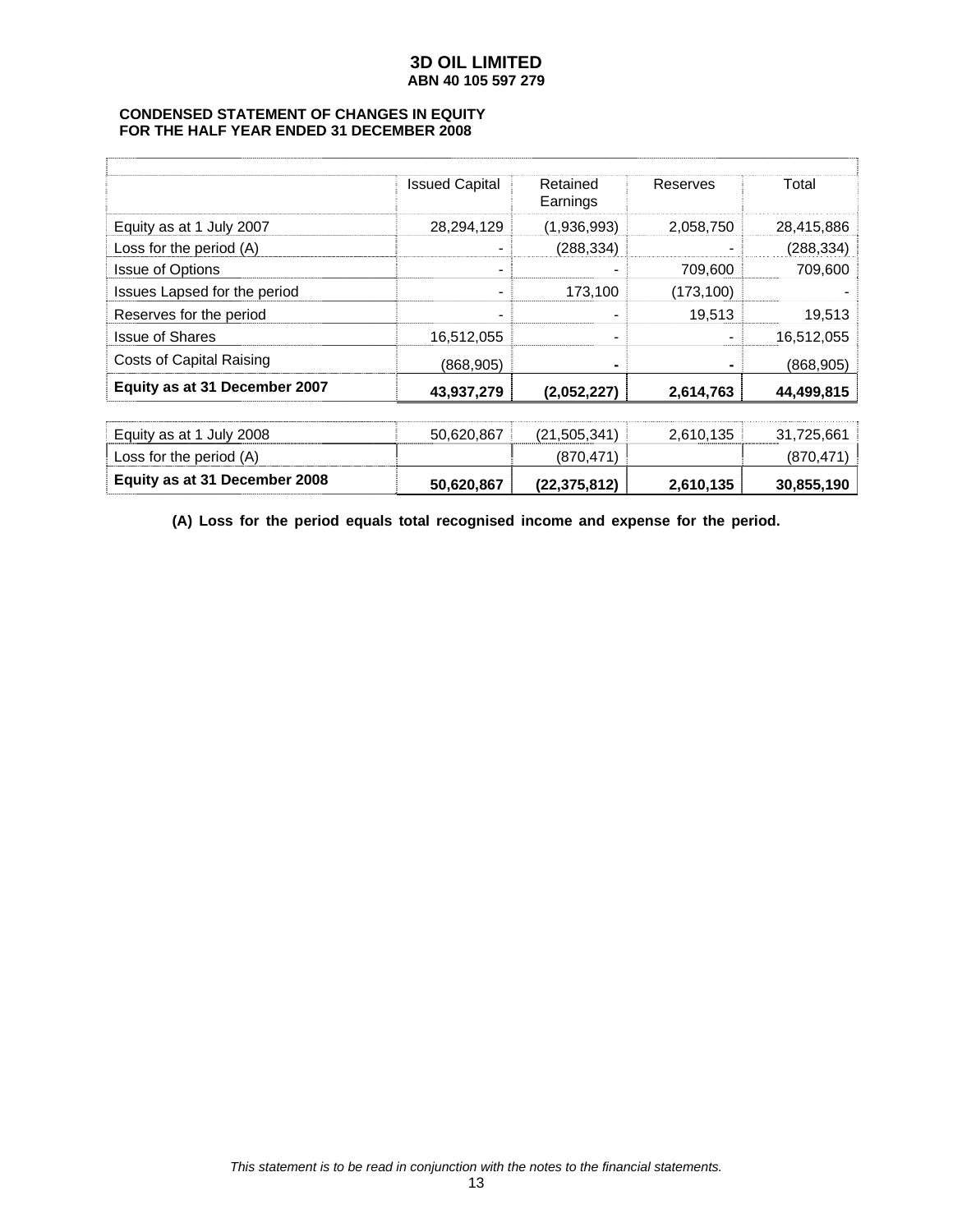# 3D OIL LIMITED

**ABN 40 105 597 279**

**CONDENSED STATEMENT OF CHANGES IN EQUITY**
**FOR THE HALF YEAR ENDED 31 DECEMBER 2008**

| | Issued Capital | Retained Earnings | Reserves | Total |
|---|---|---|---|---|
| Equity as at 1 July 2007 | 28,294,129 | (1,936,993) | 2,058,750 | 28,415,886 |
| Loss for the period (A) | - | (288,334) | - | (288,334) |
| Issue of Options | - | - | 709,600 | 709,600 |
| Issues Lapsed for the period | - | 173,100 | (173,100) | - |
| Reserves for the period | - | - | 19,513 | 19,513 |
| Issue of Shares | 16,512,055 | - | - | 16,512,055 |
| Costs of Capital Raising | (868,905) | - | - | (868,905) |
| **Equity as at 31 December 2007** | **43,937,279** | **(2,052,227)** | **2,614,763** | **44,499,815** |
| | | | | |
| Equity as at 1 July 2008 | 50,620,867 | (21,505,341) | 2,610,135 | 31,725,661 |
| Loss for the period (A) | | (870,471) | | (870,471) |
| **Equity as at 31 December 2008** | **50,620,867** | **(22,375,812)** | **2,610,135** | **30,855,190** |

**(A) Loss for the period equals total recognised income and expense for the period.**

*This statement is to be read in conjunction with the notes to the financial statements.*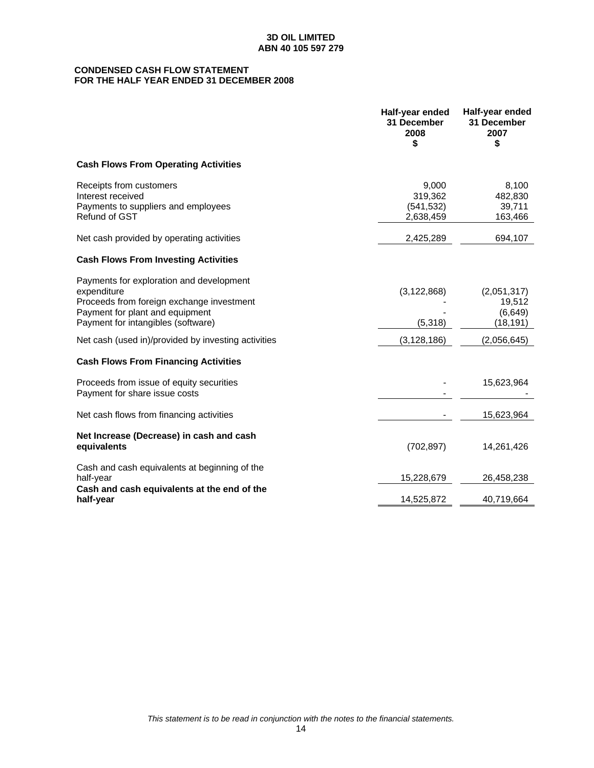**3D OIL LIMITED**
**ABN 40 105 597 279**

## CONDENSED CASH FLOW STATEMENT FOR THE HALF YEAR ENDED 31 DECEMBER 2008

| | Half-year ended 31 December 2008 $ | Half-year ended 31 December 2007 $ |
|---|---|---|
| **Cash Flows From Operating Activities** | | |
| Receipts from customers | 9,000 | 8,100 |
| Interest received | 319,362 | 482,830 |
| Payments to suppliers and employees | (541,532) | 39,711 |
| Refund of GST | 2,638,459 | 163,466 |
| Net cash provided by operating activities | 2,425,289 | 694,107 |
| **Cash Flows From Investing Activities** | | |
| Payments for exploration and development expenditure | (3,122,868) | (2,051,317) |
| Proceeds from foreign exchange investment | - | 19,512 |
| Payment for plant and equipment | - | (6,649) |
| Payment for intangibles (software) | (5,318) | (18,191) |
| Net cash (used in)/provided by investing activities | (3,128,186) | (2,056,645) |
| **Cash Flows From Financing Activities** | | |
| Proceeds from issue of equity securities | - | 15,623,964 |
| Payment for share issue costs | - | - |
| Net cash flows from financing activities | - | 15,623,964 |
| **Net Increase (Decrease) in cash and cash equivalents** | (702,897) | 14,261,426 |
| Cash and cash equivalents at beginning of the half-year | 15,228,679 | 26,458,238 |
| **Cash and cash equivalents at the end of the half-year** | 14,525,872 | 40,719,664 |

*This statement is to be read in conjunction with the notes to the financial statements.*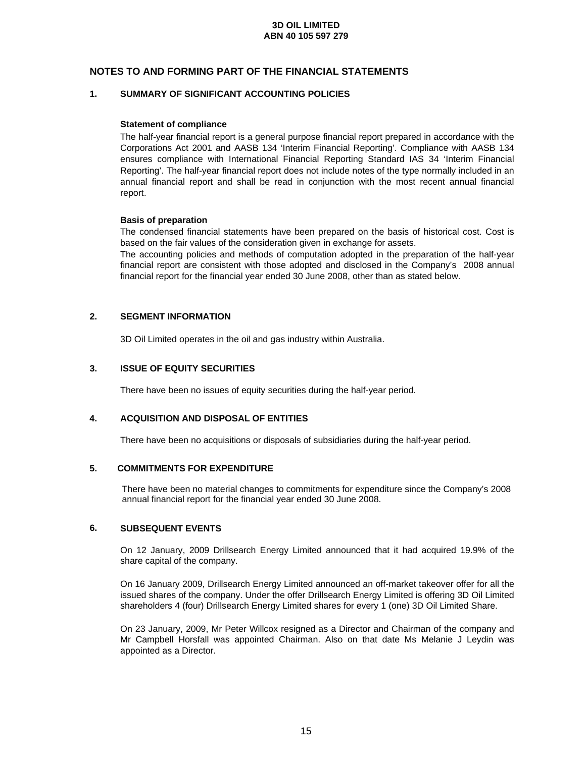**3D OIL LIMITED**
**ABN 40 105 597 279**

## NOTES TO AND FORMING PART OF THE FINANCIAL STATEMENTS

### 1. SUMMARY OF SIGNIFICANT ACCOUNTING POLICIES

**Statement of compliance**

The half-year financial report is a general purpose financial report prepared in accordance with the Corporations Act 2001 and AASB 134 'Interim Financial Reporting'. Compliance with AASB 134 ensures compliance with International Financial Reporting Standard IAS 34 'Interim Financial Reporting'. The half-year financial report does not include notes of the type normally included in an annual financial report and shall be read in conjunction with the most recent annual financial report.

**Basis of preparation**

The condensed financial statements have been prepared on the basis of historical cost. Cost is based on the fair values of the consideration given in exchange for assets.

The accounting policies and methods of computation adopted in the preparation of the half-year financial report are consistent with those adopted and disclosed in the Company's 2008 annual financial report for the financial year ended 30 June 2008, other than as stated below.

### 2. SEGMENT INFORMATION

3D Oil Limited operates in the oil and gas industry within Australia.

### 3. ISSUE OF EQUITY SECURITIES

There have been no issues of equity securities during the half-year period.

### 4. ACQUISITION AND DISPOSAL OF ENTITIES

There have been no acquisitions or disposals of subsidiaries during the half-year period.

### 5. COMMITMENTS FOR EXPENDITURE

There have been no material changes to commitments for expenditure since the Company's 2008 annual financial report for the financial year ended 30 June 2008.

### 6. SUBSEQUENT EVENTS

On 12 January, 2009 Drillsearch Energy Limited announced that it had acquired 19.9% of the share capital of the company.

On 16 January 2009, Drillsearch Energy Limited announced an off-market takeover offer for all the issued shares of the company. Under the offer Drillsearch Energy Limited is offering 3D Oil Limited shareholders 4 (four) Drillsearch Energy Limited shares for every 1 (one) 3D Oil Limited Share.

On 23 January, 2009, Mr Peter Willcox resigned as a Director and Chairman of the company and Mr Campbell Horsfall was appointed Chairman. Also on that date Ms Melanie J Leydin was appointed as a Director.